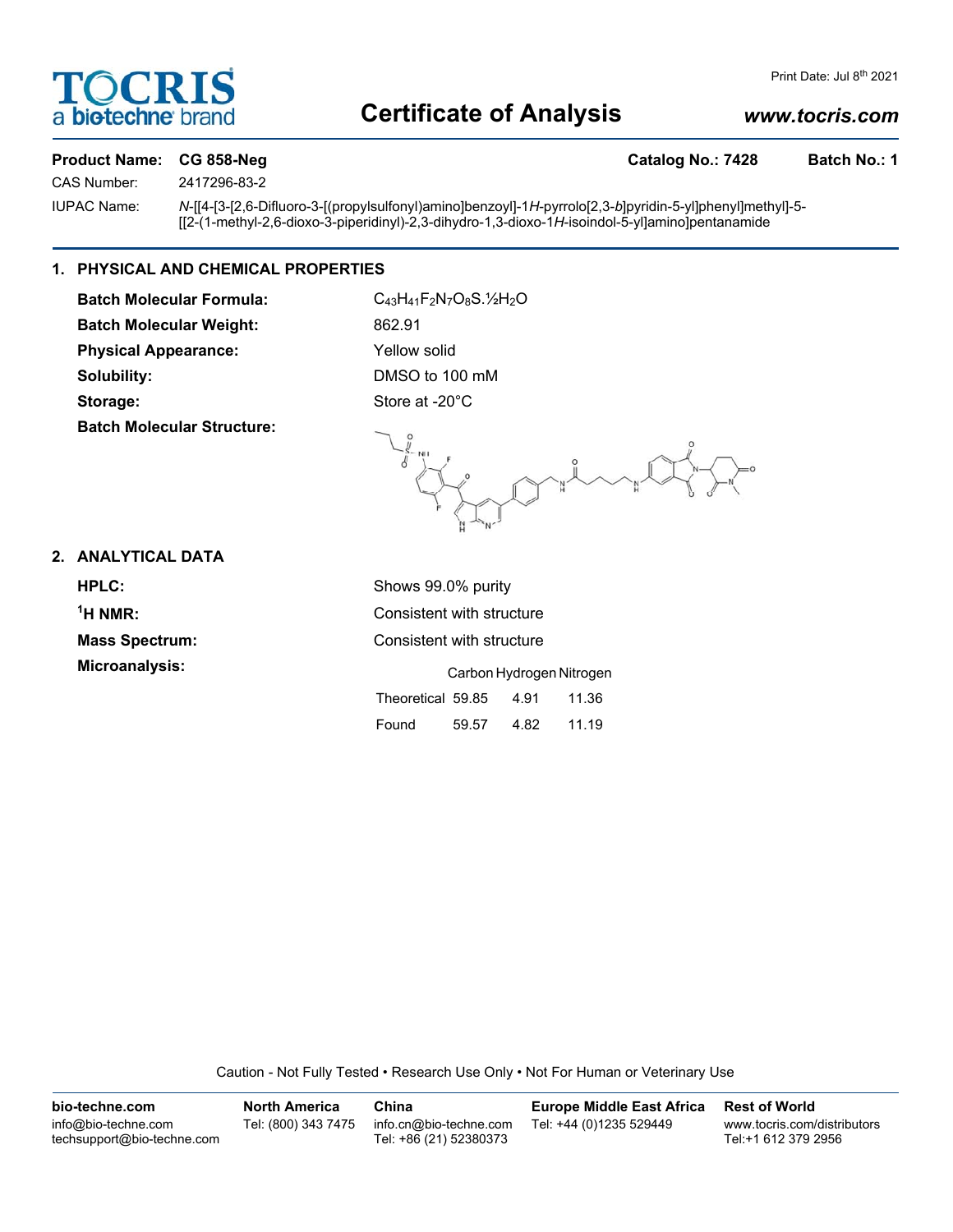# Certificate of Analysis

Print Date: Jul 8th 2021

www.tocris.com

**Product Name: CG 858-Neg** **Catalog No.: 7428** **Batch No.: 1**

CAS Number: 2417296-83-2

IUPAC Name: *N*-[[4-[3-[2,6-Difluoro-3-[(propylsulfonyl)amino]benzoyl]-1*H*-pyrrolo[2,3-*b*]pyridin-5-yl]phenyl]methyl]-5-[[2-(1-methyl-2,6-dioxo-3-piperidinyl)-2,3-dihydro-1,3-dioxo-1*H*-isoindol-5-yl]amino]pentanamide

## 1. PHYSICAL AND CHEMICAL PROPERTIES

**Batch Molecular Formula:** $C_{43}H_{41}F_2N_7O_8S.½H_2O$

**Batch Molecular Weight:** 862.91

**Physical Appearance:** Yellow solid

**Solubility:** DMSO to 100 mM

**Storage:** Store at -20°C

**Batch Molecular Structure:**

## 2. ANALYTICAL DATA

**HPLC:** Shows 99.0% purity

**$^1$H NMR:** Consistent with structure

**Mass Spectrum:** Consistent with structure

**Microanalysis:**

| | Carbon | Hydrogen | Nitrogen |
|---|---|---|---|
| Theoretical | 59.85 | 4.91 | 11.36 |
| Found | 59.57 | 4.82 | 11.19 |

Caution - Not Fully Tested • Research Use Only • Not For Human or Veterinary Use

**bio-techne.com**
info@bio-techne.com
techsupport@bio-techne.com

**North America**
Tel: (800) 343 7475

**China**
info.cn@bio-techne.com
Tel: +86 (21) 52380373

**Europe Middle East Africa**
Tel: +44 (0)1235 529449

**Rest of World**
www.tocris.com/distributors
Tel:+1 612 379 2956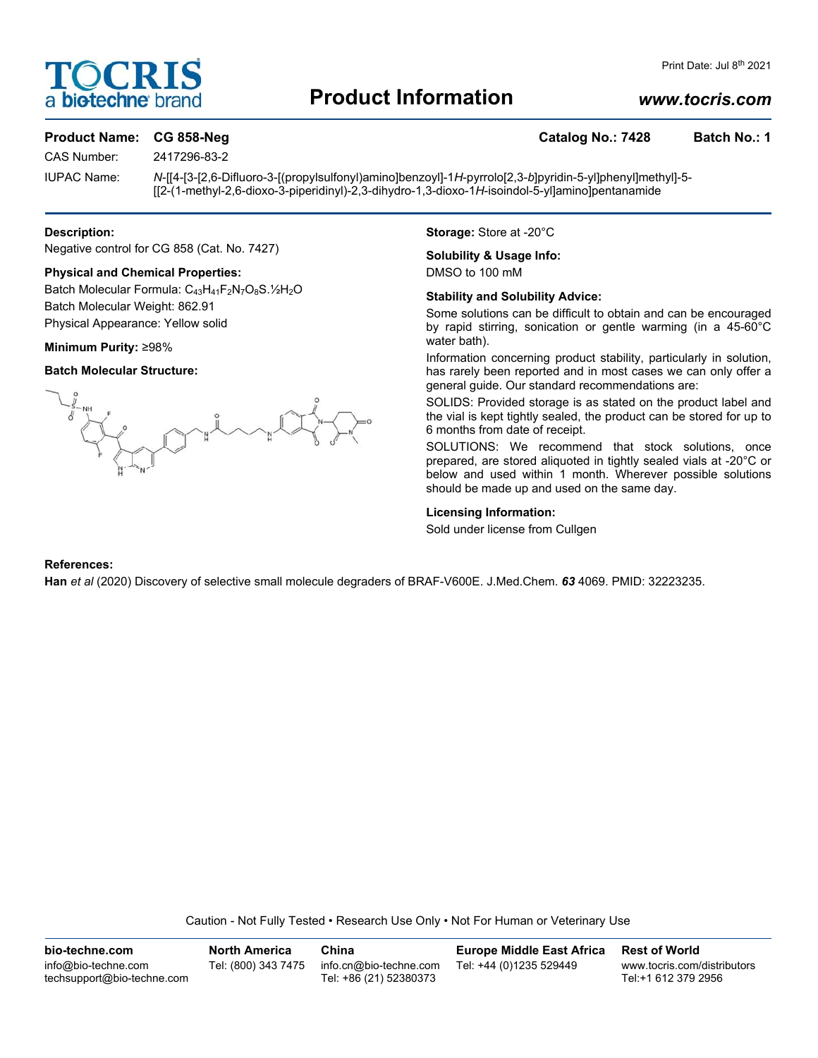# Product Information

Print Date: Jul 8th 2021

www.tocris.com

**Product Name:** **CG 858-Neg** **Catalog No.: 7428** **Batch No.: 1**

CAS Number: 2417296-83-2

IUPAC Name: *N*-[[4-[3-[2,6-Difluoro-3-[(propylsulfonyl)amino]benzoyl]-1*H*-pyrrolo[2,3-*b*]pyridin-5-yl]phenyl]methyl]-5-[[2-(1-methyl-2,6-dioxo-3-piperidinyl)-2,3-dihydro-1,3-dioxo-1*H*-isoindol-5-yl]amino]pentanamide

**Description:**

Negative control for CG 858 (Cat. No. 7427)

**Physical and Chemical Properties:**

Batch Molecular Formula: $C_{43}H_{41}F_2N_7O_8S.½H_2O$

Batch Molecular Weight: 862.91

Physical Appearance: Yellow solid

**Minimum Purity:** ≥98%

**Batch Molecular Structure:**

**Storage:** Store at -20°C

**Solubility & Usage Info:**

DMSO to 100 mM

**Stability and Solubility Advice:**

Some solutions can be difficult to obtain and can be encouraged by rapid stirring, sonication or gentle warming (in a 45-60°C water bath).

Information concerning product stability, particularly in solution, has rarely been reported and in most cases we can only offer a general guide. Our standard recommendations are:

SOLIDS: Provided storage is as stated on the product label and the vial is kept tightly sealed, the product can be stored for up to 6 months from date of receipt.

SOLUTIONS: We recommend that stock solutions, once prepared, are stored aliquoted in tightly sealed vials at -20°C or below and used within 1 month. Wherever possible solutions should be made up and used on the same day.

**Licensing Information:**

Sold under license from Cullgen

**References:**

**Han** *et al* (2020) Discovery of selective small molecule degraders of BRAF-V600E. J.Med.Chem. ***63*** 4069. PMID: 32223235.

Caution - Not Fully Tested • Research Use Only • Not For Human or Veterinary Use

| bio-techne.com | North America | China | Europe Middle East Africa | Rest of World |
|---|---|---|---|---|
| info@bio-techne.com<br>techsupport@bio-techne.com | Tel: (800) 343 7475 | info.cn@bio-techne.com<br>Tel: +86 (21) 52380373 | Tel: +44 (0)1235 529449 | www.tocris.com/distributors<br>Tel:+1 612 379 2956 |